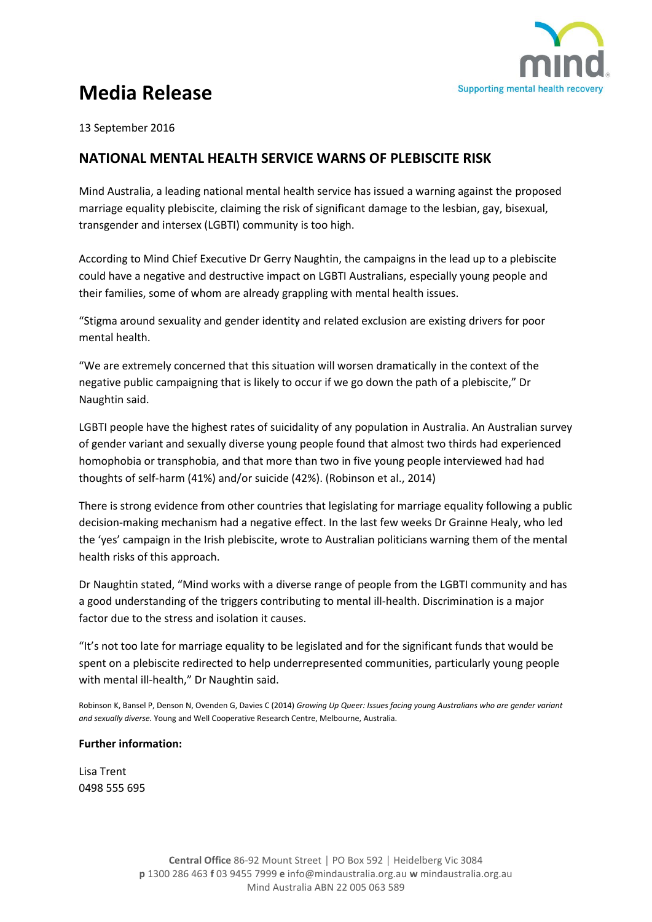# Media Release

13 September 2016

## NATIONAL MENTAL HEALTH SERVICE WARNS OF PLEBISCITE RISK

Mind Australia, a leading national mental health service has issued a warning against the proposed marriage equality plebiscite, claiming the risk of significant damage to the lesbian, gay, bisexual, transgender and intersex (LGBTI) community is too high.

According to Mind Chief Executive Dr Gerry Naughtin, the campaigns in the lead up to a plebiscite could have a negative and destructive impact on LGBTI Australians, especially young people and their families, some of whom are already grappling with mental health issues.

"Stigma around sexuality and gender identity and related exclusion are existing drivers for poor mental health.

"We are extremely concerned that this situation will worsen dramatically in the context of the negative public campaigning that is likely to occur if we go down the path of a plebiscite," Dr Naughtin said.

LGBTI people have the highest rates of suicidality of any population in Australia. An Australian survey of gender variant and sexually diverse young people found that almost two thirds had experienced homophobia or transphobia, and that more than two in five young people interviewed had had thoughts of self-harm (41%) and/or suicide (42%). (Robinson et al., 2014)

There is strong evidence from other countries that legislating for marriage equality following a public decision-making mechanism had a negative effect. In the last few weeks Dr Grainne Healy, who led the 'yes' campaign in the Irish plebiscite, wrote to Australian politicians warning them of the mental health risks of this approach.

Dr Naughtin stated, "Mind works with a diverse range of people from the LGBTI community and has a good understanding of the triggers contributing to mental ill-health. Discrimination is a major factor due to the stress and isolation it causes.

"It's not too late for marriage equality to be legislated and for the significant funds that would be spent on a plebiscite redirected to help underrepresented communities, particularly young people with mental ill-health," Dr Naughtin said.

Robinson K, Bansel P, Denson N, Ovenden G, Davies C (2014) *Growing Up Queer: Issues facing young Australians who are gender variant and sexually diverse.* Young and Well Cooperative Research Centre, Melbourne, Australia.

**Further information:**

Lisa Trent
0498 555 695

**Central Office** 86-92 Mount Street | PO Box 592 | Heidelberg Vic 3084
**p** 1300 286 463 **f** 03 9455 7999 **e** info@mindaustralia.org.au **w** mindaustralia.org.au
Mind Australia ABN 22 005 063 589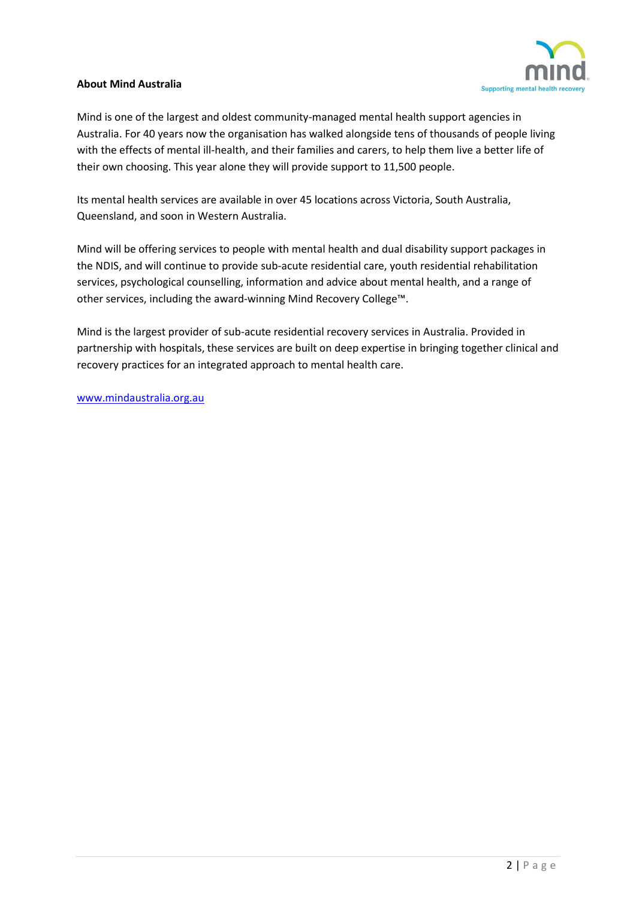**About Mind Australia**

Mind is one of the largest and oldest community-managed mental health support agencies in Australia. For 40 years now the organisation has walked alongside tens of thousands of people living with the effects of mental ill-health, and their families and carers, to help them live a better life of their own choosing. This year alone they will provide support to 11,500 people.

Its mental health services are available in over 45 locations across Victoria, South Australia, Queensland, and soon in Western Australia.

Mind will be offering services to people with mental health and dual disability support packages in the NDIS, and will continue to provide sub-acute residential care, youth residential rehabilitation services, psychological counselling, information and advice about mental health, and a range of other services, including the award-winning Mind Recovery College™.

Mind is the largest provider of sub-acute residential recovery services in Australia. Provided in partnership with hospitals, these services are built on deep expertise in bringing together clinical and recovery practices for an integrated approach to mental health care.

www.mindaustralia.org.au